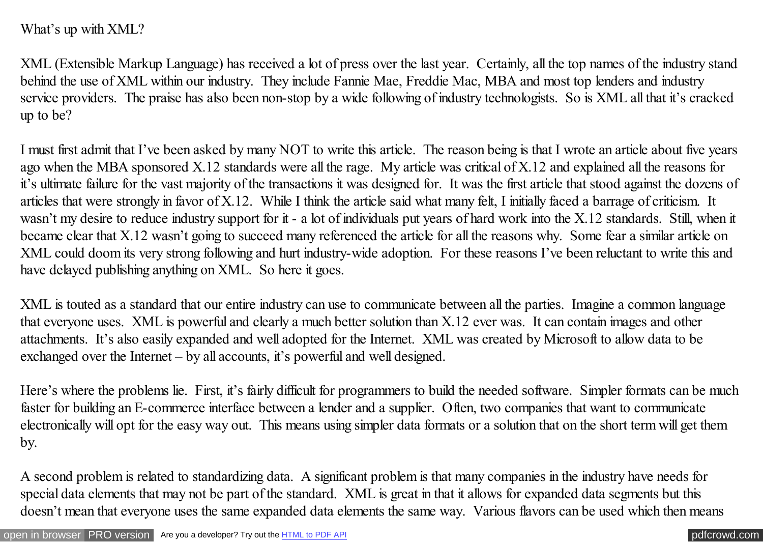What's up with XML?

XML (Extensible Markup Language) has received a lot of press over the last year. Certainly, all the top names of the industry stand behind the use of XML within our industry. They include Fannie Mae, Freddie Mac, MBA and most top lenders and industry service providers. The praise has also been non-stop by a wide following of industry technologists. So is XML all that it's cracked up to be?

I must first admit that I've been asked by many NOT to write this article. The reason being is that I wrote an article about five years ago when the MBA sponsored X.12 standards were all the rage. My article was critical of X.12 and explained all the reasons for it's ultimate failure for the vast majority of the transactions it was designed for. It was the first article that stood against the dozens of articles that were strongly in favor of X.12. While I think the article said what many felt, I initially faced a barrage of criticism. It wasn't my desire to reduce industry support for it - a lot of individuals put years of hard work into the X.12 standards. Still, when it became clear that X.12 wasn't going to succeed many referenced the article for all the reasons why. Some fear a similar article on XML could doom its very strong following and hurt industry-wide adoption. For these reasons I've been reluctant to write this and have delayed publishing anything on XML. So here it goes.

XML is touted as a standard that our entire industry can use to communicate between all the parties. Imagine a common language that everyone uses. XML is powerful and clearly a much better solution than X.12 ever was. It can contain images and other attachments. It's also easily expanded and well adopted for the Internet. XML was created by Microsoft to allow data to be exchanged over the Internet – by all accounts, it's powerful and well designed.

Here's where the problems lie. First, it's fairly difficult for programmers to build the needed software. Simpler formats can be much faster for building an E-commerce interface between a lender and a supplier. Often, two companies that want to communicate electronically will opt for the easy way out. This means using simpler data formats or a solution that on the short term will get them by.

A second problem is related to standardizing data. A significant problem is that many companies in the industry have needs for special data elements that may not be part of the standard. XML is great in that it allows for expanded data segments but this doesn't mean that everyone uses the same expanded data elements the same way. Various flavors can be used which then means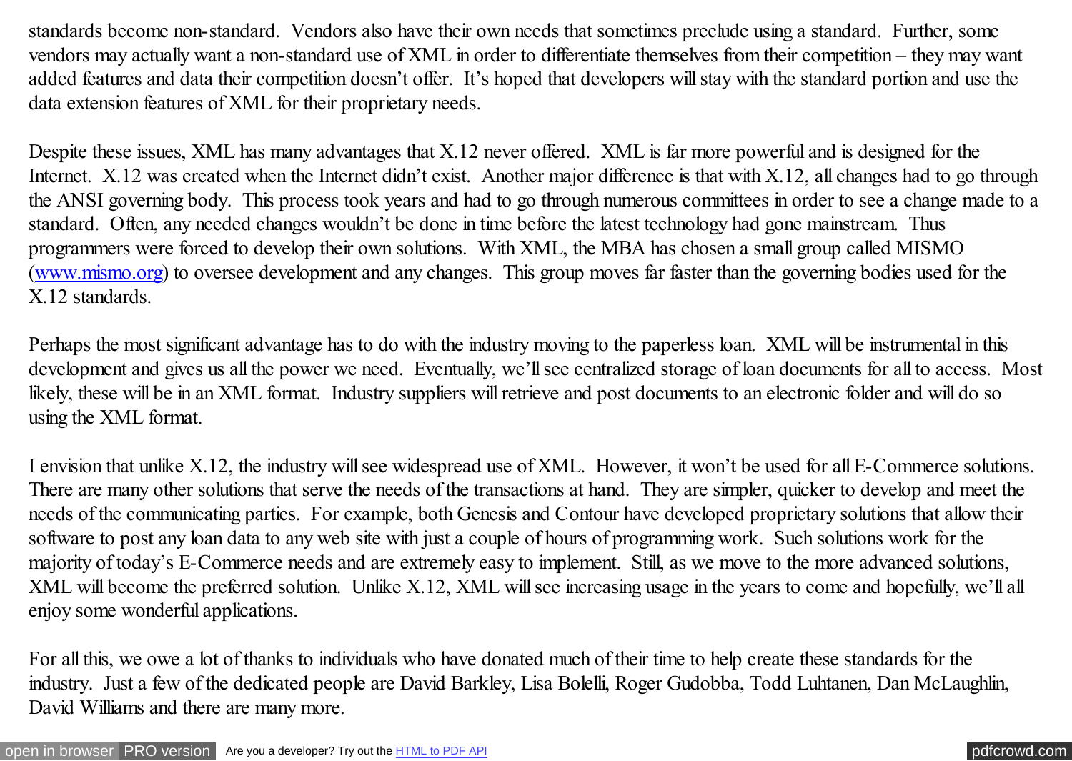standards become non-standard. Vendors also have their own needs that sometimes preclude using a standard. Further, some vendors may actually want a non-standard use of XML in order to differentiate themselves from their competition – they may want added features and data their competition doesn't offer. It's hoped that developers will stay with the standard portion and use the data extension features of XML for their proprietary needs.

Despite these issues, XML has many advantages that X.12 never offered. XML is far more powerful and is designed for the Internet. X.12 was created when the Internet didn't exist. Another major difference is that with X.12, all changes had to go through the ANSI governing body. This process took years and had to go through numerous committees in order to see a change made to a standard. Often, any needed changes wouldn't be done in time before the latest technology had gone mainstream. Thus programmers were forced to develop their own solutions. With XML, the MBA has chosen a small group called MISMO ([www.mismo.org](http://www.mismo.org)) to oversee development and any changes. This group moves far faster than the governing bodies used for the X.12 standards.

Perhaps the most significant advantage has to do with the industry moving to the paperless loan. XML will be instrumental in this development and gives us all the power we need. Eventually, we'll see centralized storage of loan documents for all to access. Most likely, these will be in an XML format. Industry suppliers will retrieve and post documents to an electronic folder and will do so using the XML format.

I envision that unlike X.12, the industry will see widespread use of XML. However, it won't be used for all E-Commerce solutions. There are many other solutions that serve the needs of the transactions at hand. They are simpler, quicker to develop and meet the needs of the communicating parties. For example, both Genesis and Contour have developed proprietary solutions that allow their software to post any loan data to any web site with just a couple of hours of programming work. Such solutions work for the majority of today's E-Commerce needs and are extremely easy to implement. Still, as we move to the more advanced solutions, XML will become the preferred solution. Unlike X.12, XML will see increasing usage in the years to come and hopefully, we'll all enjoy some wonderful applications.

For all this, we owe a lot of thanks to individuals who have donated much of their time to help create these standards for the industry. Just a few of the dedicated people are David Barkley, Lisa Bolelli, Roger Gudobba, Todd Luhtanen, Dan McLaughlin, David Williams and there are many more.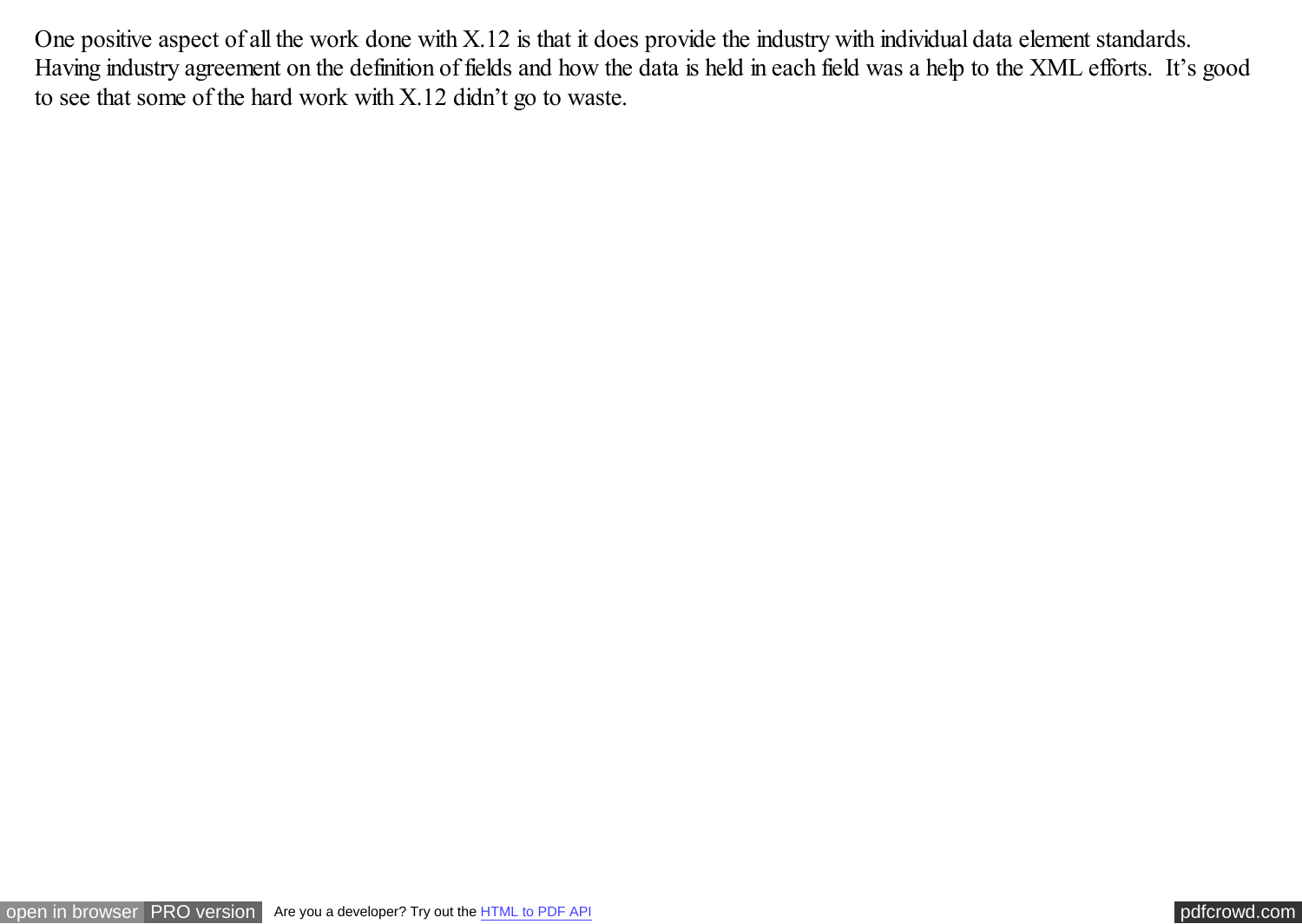One positive aspect of all the work done with X.12 is that it does provide the industry with individual data element standards. Having industry agreement on the definition of fields and how the data is held in each field was a help to the XML efforts. It's good to see that some of the hard work with X.12 didn't go to waste.